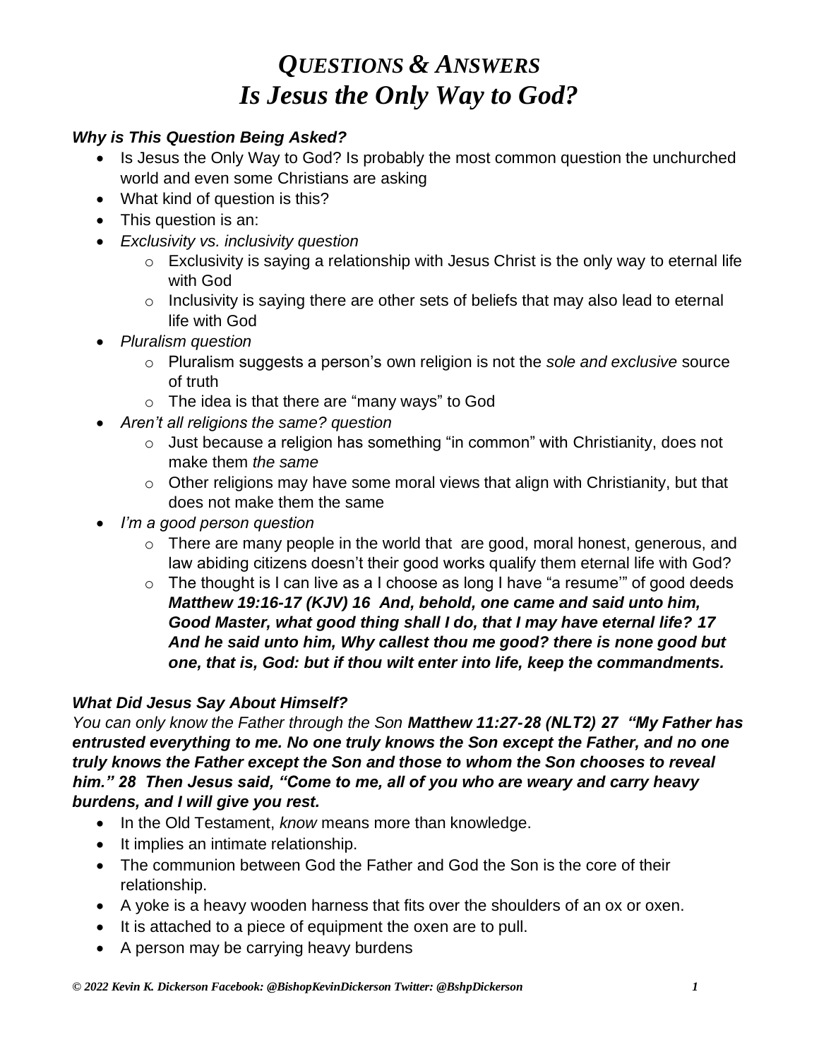# *Questions & Answers*
# *Is Jesus the Only Way to God?*

### *Why is This Question Being Asked?*

- Is Jesus the Only Way to God? Is probably the most common question the unchurched world and even some Christians are asking
- What kind of question is this?
- This question is an:
- *Exclusivity vs. inclusivity question*
  - Exclusivity is saying a relationship with Jesus Christ is the only way to eternal life with God
  - Inclusivity is saying there are other sets of beliefs that may also lead to eternal life with God
- *Pluralism question*
  - Pluralism suggests a person's own religion is not the *sole and exclusive* source of truth
  - The idea is that there are "many ways" to God
- *Aren't all religions the same? question*
  - Just because a religion has something "in common" with Christianity, does not make them *the same*
  - Other religions may have some moral views that align with Christianity, but that does not make them the same
- *I'm a good person question*
  - There are many people in the world that are good, moral honest, generous, and law abiding citizens doesn't their good works qualify them eternal life with God?
  - The thought is I can live as a I choose as long I have "a resume'" of good deeds ***Matthew 19:16-17 (KJV) 16 And, behold, one came and said unto him, Good Master, what good thing shall I do, that I may have eternal life? 17 And he said unto him, Why callest thou me good? there is none good but one, that is, God: but if thou wilt enter into life, keep the commandments.***

### *What Did Jesus Say About Himself?*

*You can only know the Father through the Son* ***Matthew 11:27-28 (NLT2) 27 "My Father has entrusted everything to me. No one truly knows the Son except the Father, and no one truly knows the Father except the Son and those to whom the Son chooses to reveal him." 28 Then Jesus said, "Come to me, all of you who are weary and carry heavy burdens, and I will give you rest.***

- In the Old Testament, *know* means more than knowledge.
- It implies an intimate relationship.
- The communion between God the Father and God the Son is the core of their relationship.
- A yoke is a heavy wooden harness that fits over the shoulders of an ox or oxen.
- It is attached to a piece of equipment the oxen are to pull.
- A person may be carrying heavy burdens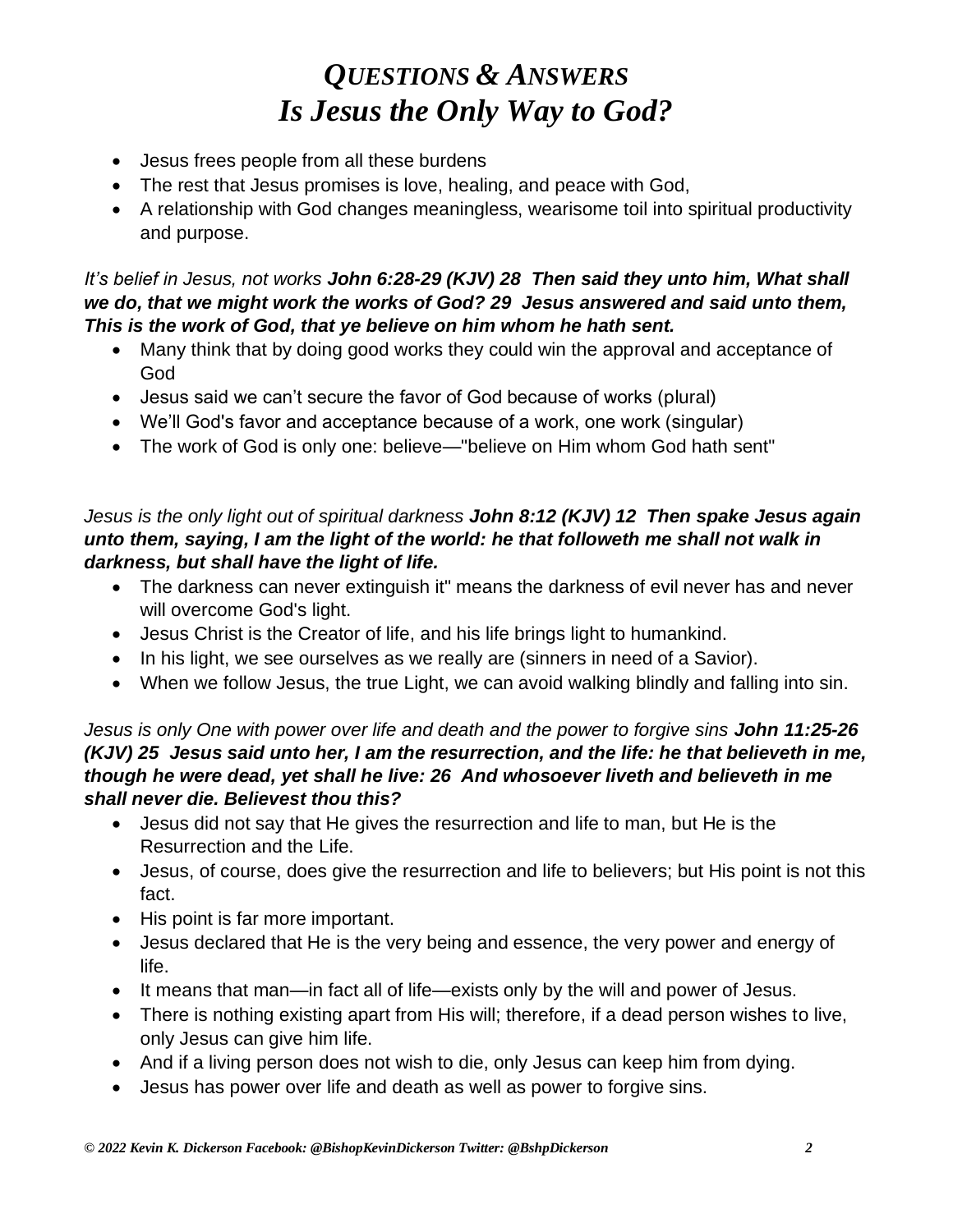# *QUESTIONS & ANSWERS*
# *Is Jesus the Only Way to God?*

- Jesus frees people from all these burdens
- The rest that Jesus promises is love, healing, and peace with God,
- A relationship with God changes meaningless, wearisome toil into spiritual productivity and purpose.

*It's belief in Jesus, not works* ***John 6:28-29 (KJV) 28 Then said they unto him, What shall we do, that we might work the works of God? 29 Jesus answered and said unto them, This is the work of God, that ye believe on him whom he hath sent.***

- Many think that by doing good works they could win the approval and acceptance of God
- Jesus said we can't secure the favor of God because of works (plural)
- We'll God's favor and acceptance because of a work, one work (singular)
- The work of God is only one: believe—"believe on Him whom God hath sent"

*Jesus is the only light out of spiritual darkness* ***John 8:12 (KJV) 12 Then spake Jesus again unto them, saying, I am the light of the world: he that followeth me shall not walk in darkness, but shall have the light of life.***

- The darkness can never extinguish it" means the darkness of evil never has and never will overcome God's light.
- Jesus Christ is the Creator of life, and his life brings light to humankind.
- In his light, we see ourselves as we really are (sinners in need of a Savior).
- When we follow Jesus, the true Light, we can avoid walking blindly and falling into sin.

*Jesus is only One with power over life and death and the power to forgive sins* ***John 11:25-26 (KJV) 25 Jesus said unto her, I am the resurrection, and the life: he that believeth in me, though he were dead, yet shall he live: 26 And whosoever liveth and believeth in me shall never die. Believest thou this?***

- Jesus did not say that He gives the resurrection and life to man, but He is the Resurrection and the Life.
- Jesus, of course, does give the resurrection and life to believers; but His point is not this fact.
- His point is far more important.
- Jesus declared that He is the very being and essence, the very power and energy of life.
- It means that man—in fact all of life—exists only by the will and power of Jesus.
- There is nothing existing apart from His will; therefore, if a dead person wishes to live, only Jesus can give him life.
- And if a living person does not wish to die, only Jesus can keep him from dying.
- Jesus has power over life and death as well as power to forgive sins.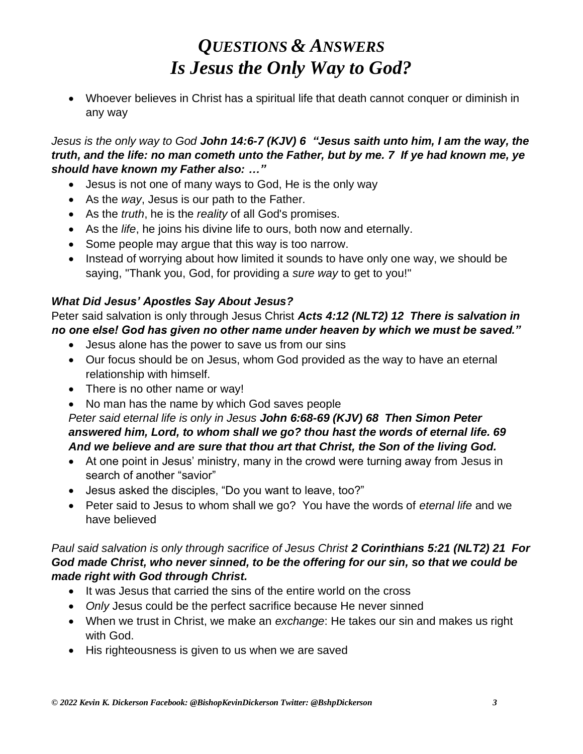# *Questions & Answers*
# *Is Jesus the Only Way to God?*

- Whoever believes in Christ has a spiritual life that death cannot conquer or diminish in any way

*Jesus is the only way to God* ***John 14:6-7 (KJV) 6 "Jesus saith unto him, I am the way, the truth, and the life: no man cometh unto the Father, but by me. 7 If ye had known me, ye should have known my Father also: …"***

- Jesus is not one of many ways to God, He is the only way
- As the *way*, Jesus is our path to the Father.
- As the *truth*, he is the *reality* of all God's promises.
- As the *life*, he joins his divine life to ours, both now and eternally.
- Some people may argue that this way is too narrow.
- Instead of worrying about how limited it sounds to have only one way, we should be saying, "Thank you, God, for providing a *sure way* to get to you!"

***What Did Jesus' Apostles Say About Jesus?***

Peter said salvation is only through Jesus Christ ***Acts 4:12 (NLT2) 12 There is salvation in no one else! God has given no other name under heaven by which we must be saved."***

- Jesus alone has the power to save us from our sins
- Our focus should be on Jesus, whom God provided as the way to have an eternal relationship with himself.
- There is no other name or way!
- No man has the name by which God saves people

*Peter said eternal life is only in Jesus* ***John 6:68-69 (KJV) 68 Then Simon Peter answered him, Lord, to whom shall we go? thou hast the words of eternal life. 69 And we believe and are sure that thou art that Christ, the Son of the living God.***

- At one point in Jesus' ministry, many in the crowd were turning away from Jesus in search of another "savior"
- Jesus asked the disciples, "Do you want to leave, too?"
- Peter said to Jesus to whom shall we go? You have the words of *eternal life* and we have believed

*Paul said salvation is only through sacrifice of Jesus Christ* ***2 Corinthians 5:21 (NLT2) 21 For God made Christ, who never sinned, to be the offering for our sin, so that we could be made right with God through Christ.***

- It was Jesus that carried the sins of the entire world on the cross
- *Only* Jesus could be the perfect sacrifice because He never sinned
- When we trust in Christ, we make an *exchange*: He takes our sin and makes us right with God.
- His righteousness is given to us when we are saved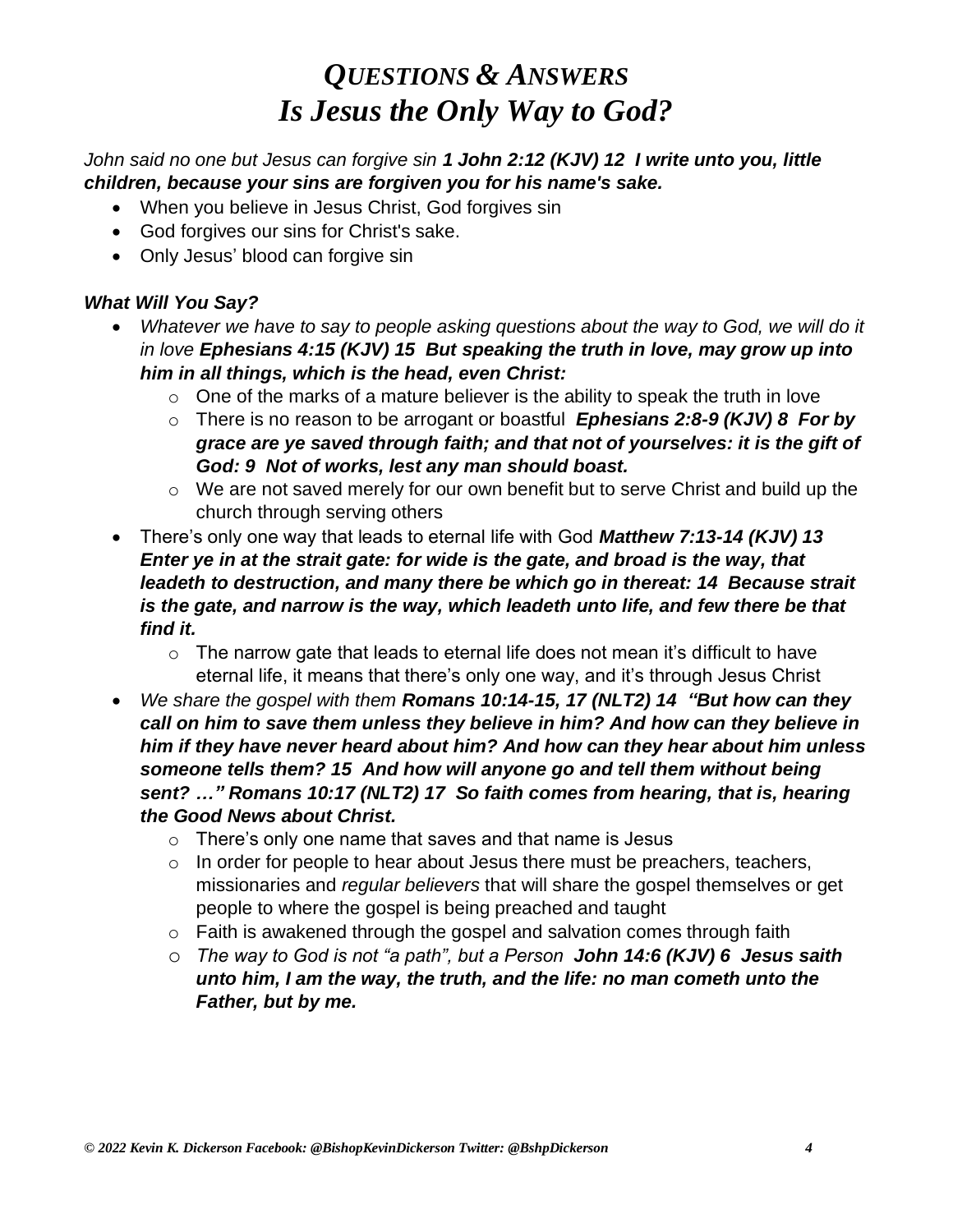# *QUESTIONS & ANSWERS*
# *Is Jesus the Only Way to God?*

*John said no one but Jesus can forgive sin* ***1 John 2:12 (KJV) 12 I write unto you, little children, because your sins are forgiven you for his name's sake.***

- When you believe in Jesus Christ, God forgives sin
- God forgives our sins for Christ's sake.
- Only Jesus' blood can forgive sin

***What Will You Say?***

- *Whatever we have to say to people asking questions about the way to God, we will do it in love* ***Ephesians 4:15 (KJV) 15 But speaking the truth in love, may grow up into him in all things, which is the head, even Christ:***
    - One of the marks of a mature believer is the ability to speak the truth in love
    - There is no reason to be arrogant or boastful ***Ephesians 2:8-9 (KJV) 8 For by grace are ye saved through faith; and that not of yourselves: it is the gift of God: 9 Not of works, lest any man should boast.***
    - We are not saved merely for our own benefit but to serve Christ and build up the church through serving others
- There's only one way that leads to eternal life with God ***Matthew 7:13-14 (KJV) 13 Enter ye in at the strait gate: for wide is the gate, and broad is the way, that leadeth to destruction, and many there be which go in thereat: 14 Because strait is the gate, and narrow is the way, which leadeth unto life, and few there be that find it.***
    - The narrow gate that leads to eternal life does not mean it's difficult to have eternal life, it means that there's only one way, and it's through Jesus Christ
- *We share the gospel with them* ***Romans 10:14-15, 17 (NLT2) 14 "But how can they call on him to save them unless they believe in him? And how can they believe in him if they have never heard about him? And how can they hear about him unless someone tells them? 15 And how will anyone go and tell them without being sent? …" Romans 10:17 (NLT2) 17 So faith comes from hearing, that is, hearing the Good News about Christ.***
    - There's only one name that saves and that name is Jesus
    - In order for people to hear about Jesus there must be preachers, teachers, missionaries and *regular believers* that will share the gospel themselves or get people to where the gospel is being preached and taught
    - Faith is awakened through the gospel and salvation comes through faith
    - *The way to God is not "a path", but a Person* ***John 14:6 (KJV) 6 Jesus saith unto him, I am the way, the truth, and the life: no man cometh unto the Father, but by me.***

***© 2022 Kevin K. Dickerson Facebook: @BishopKevinDickerson Twitter: @BshpDickerson***